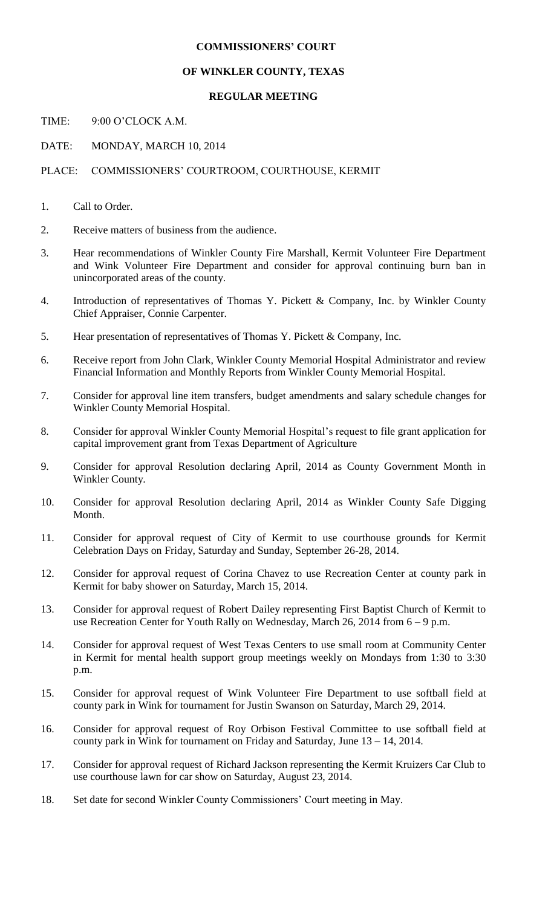# COMMISSIONERS' COURT

## OF WINKLER COUNTY, TEXAS

### REGULAR MEETING

TIME: 9:00 O'CLOCK A.M.

DATE: MONDAY, MARCH 10, 2014

PLACE: COMMISSIONERS' COURTROOM, COURTHOUSE, KERMIT

1. Call to Order.
2. Receive matters of business from the audience.
3. Hear recommendations of Winkler County Fire Marshall, Kermit Volunteer Fire Department and Wink Volunteer Fire Department and consider for approval continuing burn ban in unincorporated areas of the county.
4. Introduction of representatives of Thomas Y. Pickett & Company, Inc. by Winkler County Chief Appraiser, Connie Carpenter.
5. Hear presentation of representatives of Thomas Y. Pickett & Company, Inc.
6. Receive report from John Clark, Winkler County Memorial Hospital Administrator and review Financial Information and Monthly Reports from Winkler County Memorial Hospital.
7. Consider for approval line item transfers, budget amendments and salary schedule changes for Winkler County Memorial Hospital.
8. Consider for approval Winkler County Memorial Hospital's request to file grant application for capital improvement grant from Texas Department of Agriculture
9. Consider for approval Resolution declaring April, 2014 as County Government Month in Winkler County.
10. Consider for approval Resolution declaring April, 2014 as Winkler County Safe Digging Month.
11. Consider for approval request of City of Kermit to use courthouse grounds for Kermit Celebration Days on Friday, Saturday and Sunday, September 26-28, 2014.
12. Consider for approval request of Corina Chavez to use Recreation Center at county park in Kermit for baby shower on Saturday, March 15, 2014.
13. Consider for approval request of Robert Dailey representing First Baptist Church of Kermit to use Recreation Center for Youth Rally on Wednesday, March 26, 2014 from 6 – 9 p.m.
14. Consider for approval request of West Texas Centers to use small room at Community Center in Kermit for mental health support group meetings weekly on Mondays from 1:30 to 3:30 p.m.
15. Consider for approval request of Wink Volunteer Fire Department to use softball field at county park in Wink for tournament for Justin Swanson on Saturday, March 29, 2014.
16. Consider for approval request of Roy Orbison Festival Committee to use softball field at county park in Wink for tournament on Friday and Saturday, June 13 – 14, 2014.
17. Consider for approval request of Richard Jackson representing the Kermit Kruizers Car Club to use courthouse lawn for car show on Saturday, August 23, 2014.
18. Set date for second Winkler County Commissioners' Court meeting in May.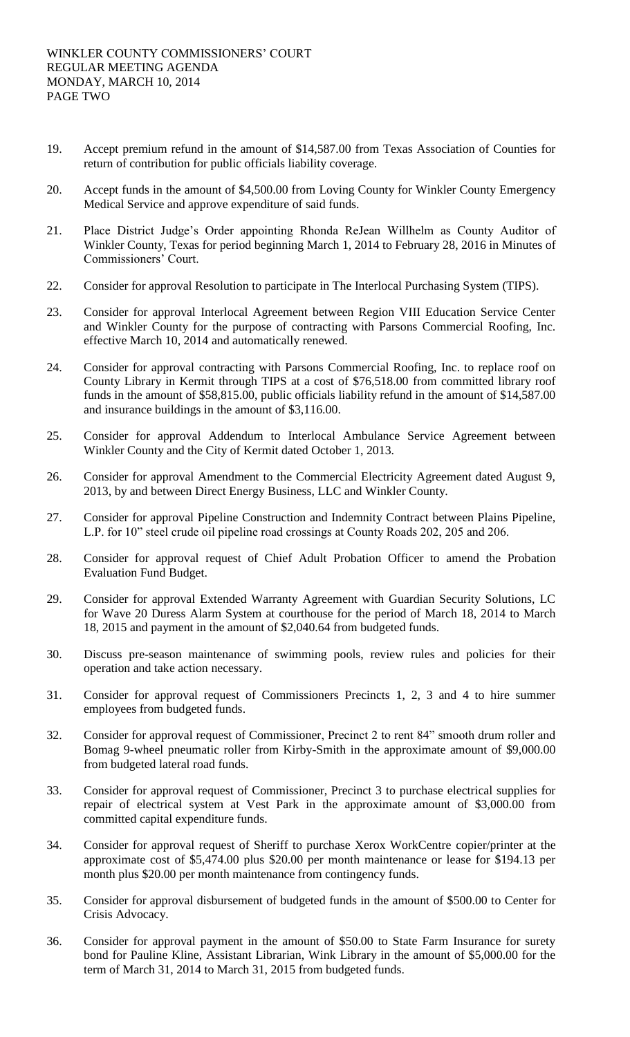WINKLER COUNTY COMMISSIONERS' COURT
REGULAR MEETING AGENDA
MONDAY, MARCH 10, 2014
PAGE TWO

19. Accept premium refund in the amount of $14,587.00 from Texas Association of Counties for return of contribution for public officials liability coverage.

20. Accept funds in the amount of $4,500.00 from Loving County for Winkler County Emergency Medical Service and approve expenditure of said funds.

21. Place District Judge's Order appointing Rhonda ReJean Willhelm as County Auditor of Winkler County, Texas for period beginning March 1, 2014 to February 28, 2016 in Minutes of Commissioners' Court.

22. Consider for approval Resolution to participate in The Interlocal Purchasing System (TIPS).

23. Consider for approval Interlocal Agreement between Region VIII Education Service Center and Winkler County for the purpose of contracting with Parsons Commercial Roofing, Inc. effective March 10, 2014 and automatically renewed.

24. Consider for approval contracting with Parsons Commercial Roofing, Inc. to replace roof on County Library in Kermit through TIPS at a cost of $76,518.00 from committed library roof funds in the amount of $58,815.00, public officials liability refund in the amount of $14,587.00 and insurance buildings in the amount of $3,116.00.

25. Consider for approval Addendum to Interlocal Ambulance Service Agreement between Winkler County and the City of Kermit dated October 1, 2013.

26. Consider for approval Amendment to the Commercial Electricity Agreement dated August 9, 2013, by and between Direct Energy Business, LLC and Winkler County.

27. Consider for approval Pipeline Construction and Indemnity Contract between Plains Pipeline, L.P. for 10" steel crude oil pipeline road crossings at County Roads 202, 205 and 206.

28. Consider for approval request of Chief Adult Probation Officer to amend the Probation Evaluation Fund Budget.

29. Consider for approval Extended Warranty Agreement with Guardian Security Solutions, LC for Wave 20 Duress Alarm System at courthouse for the period of March 18, 2014 to March 18, 2015 and payment in the amount of $2,040.64 from budgeted funds.

30. Discuss pre-season maintenance of swimming pools, review rules and policies for their operation and take action necessary.

31. Consider for approval request of Commissioners Precincts 1, 2, 3 and 4 to hire summer employees from budgeted funds.

32. Consider for approval request of Commissioner, Precinct 2 to rent 84" smooth drum roller and Bomag 9-wheel pneumatic roller from Kirby-Smith in the approximate amount of $9,000.00 from budgeted lateral road funds.

33. Consider for approval request of Commissioner, Precinct 3 to purchase electrical supplies for repair of electrical system at Vest Park in the approximate amount of $3,000.00 from committed capital expenditure funds.

34. Consider for approval request of Sheriff to purchase Xerox WorkCentre copier/printer at the approximate cost of $5,474.00 plus $20.00 per month maintenance or lease for $194.13 per month plus $20.00 per month maintenance from contingency funds.

35. Consider for approval disbursement of budgeted funds in the amount of $500.00 to Center for Crisis Advocacy.

36. Consider for approval payment in the amount of $50.00 to State Farm Insurance for surety bond for Pauline Kline, Assistant Librarian, Wink Library in the amount of $5,000.00 for the term of March 31, 2014 to March 31, 2015 from budgeted funds.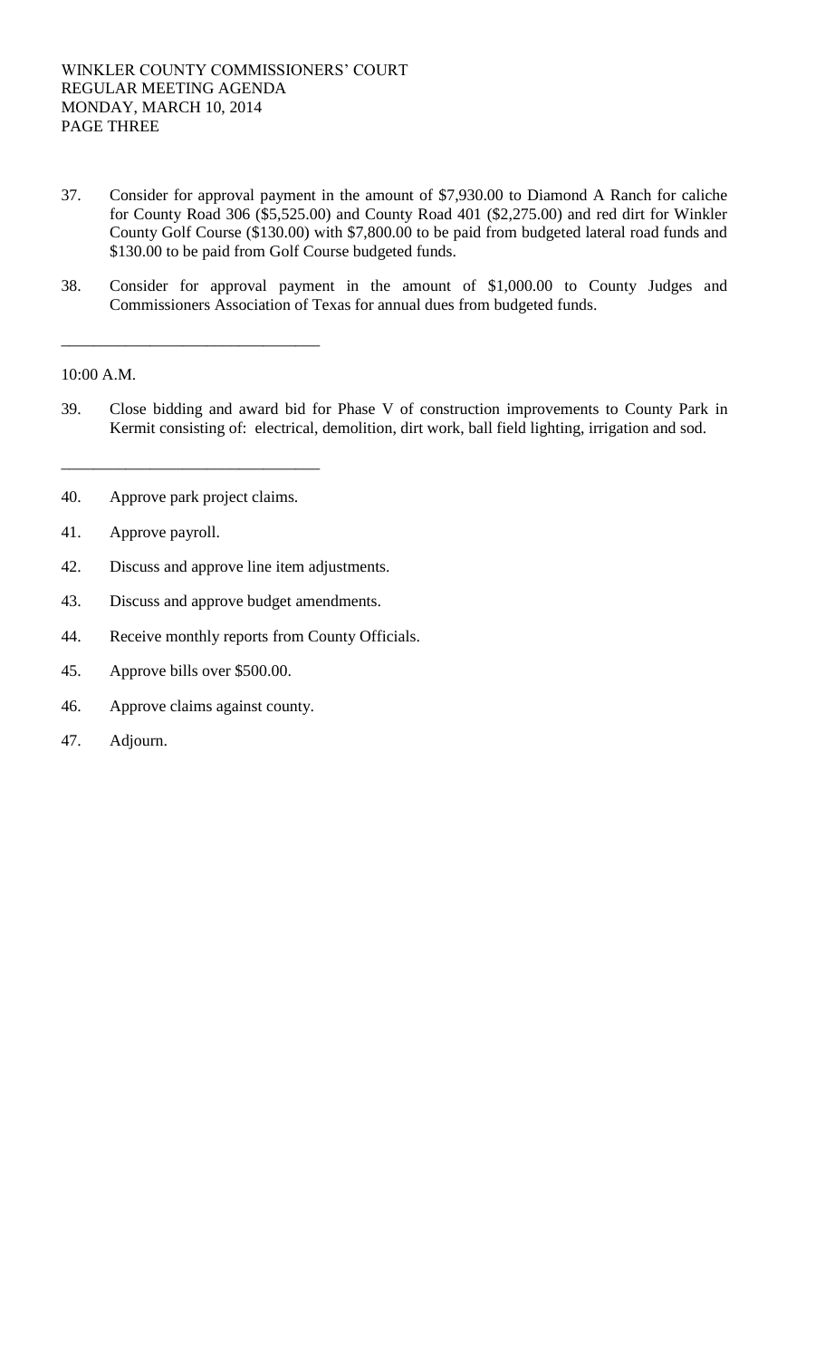37. Consider for approval payment in the amount of $7,930.00 to Diamond A Ranch for caliche for County Road 306 ($5,525.00) and County Road 401 ($2,275.00) and red dirt for Winkler County Golf Course ($130.00) with $7,800.00 to be paid from budgeted lateral road funds and $130.00 to be paid from Golf Course budgeted funds.

38. Consider for approval payment in the amount of $1,000.00 to County Judges and Commissioners Association of Texas for annual dues from budgeted funds.

---

10:00 A.M.

39. Close bidding and award bid for Phase V of construction improvements to County Park in Kermit consisting of: electrical, demolition, dirt work, ball field lighting, irrigation and sod.

---

40. Approve park project claims.

41. Approve payroll.

42. Discuss and approve line item adjustments.

43. Discuss and approve budget amendments.

44. Receive monthly reports from County Officials.

45. Approve bills over $500.00.

46. Approve claims against county.

47. Adjourn.